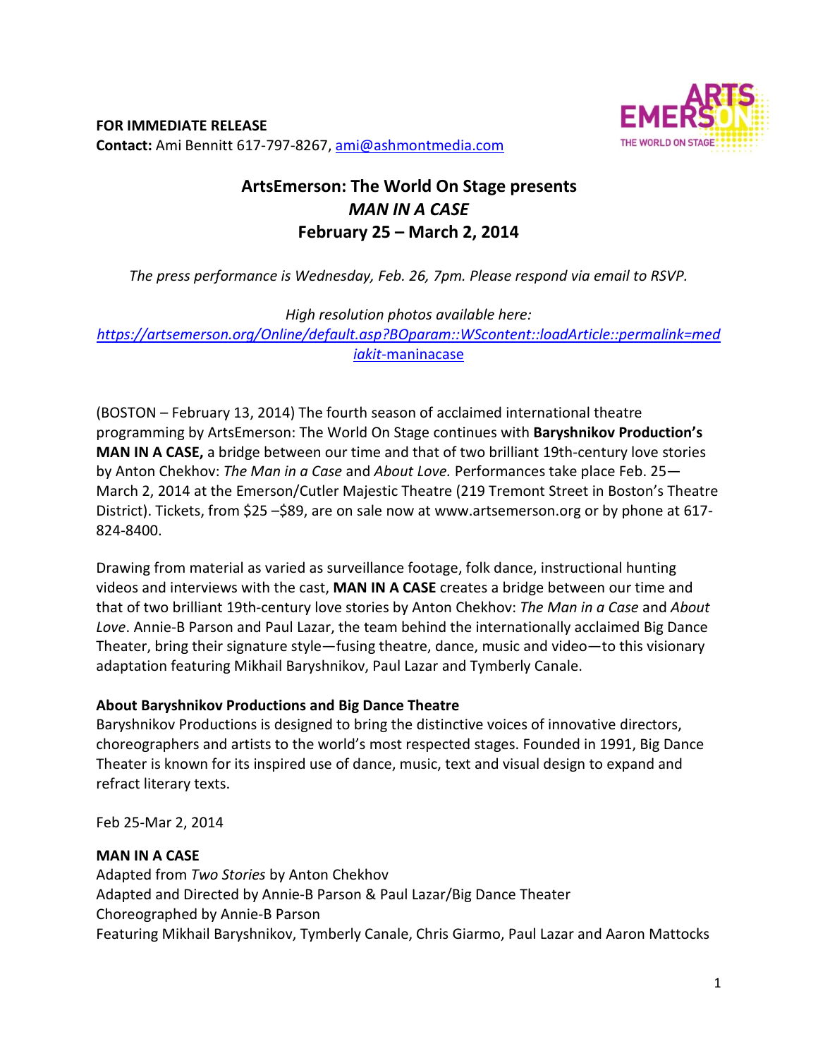**FOR IMMEDIATE RELEASE**
**Contact:** Ami Bennitt 617-797-8267, ami@ashmontmedia.com

## ArtsEmerson: The World On Stage presents *MAN IN A CASE* February 25 – March 2, 2014

*The press performance is Wednesday, Feb. 26, 7pm. Please respond via email to RSVP.*

*High resolution photos available here:*
https://artsemerson.org/Online/default.asp?BOparam::WScontent::loadArticle::permalink=mediakit-maninacase

(BOSTON – February 13, 2014) The fourth season of acclaimed international theatre programming by ArtsEmerson: The World On Stage continues with **Baryshnikov Production's MAN IN A CASE,** a bridge between our time and that of two brilliant 19th-century love stories by Anton Chekhov: *The Man in a Case* and *About Love.* Performances take place Feb. 25—March 2, 2014 at the Emerson/Cutler Majestic Theatre (219 Tremont Street in Boston's Theatre District). Tickets, from $25 –$89, are on sale now at www.artsemerson.org or by phone at 617-824-8400.

Drawing from material as varied as surveillance footage, folk dance, instructional hunting videos and interviews with the cast, **MAN IN A CASE** creates a bridge between our time and that of two brilliant 19th-century love stories by Anton Chekhov: *The Man in a Case* and *About Love*. Annie-B Parson and Paul Lazar, the team behind the internationally acclaimed Big Dance Theater, bring their signature style—fusing theatre, dance, music and video—to this visionary adaptation featuring Mikhail Baryshnikov, Paul Lazar and Tymberly Canale.

**About Baryshnikov Productions and Big Dance Theatre**
Baryshnikov Productions is designed to bring the distinctive voices of innovative directors, choreographers and artists to the world's most respected stages. Founded in 1991, Big Dance Theater is known for its inspired use of dance, music, text and visual design to expand and refract literary texts.

Feb 25-Mar 2, 2014

**MAN IN A CASE**
Adapted from *Two Stories* by Anton Chekhov
Adapted and Directed by Annie-B Parson & Paul Lazar/Big Dance Theater
Choreographed by Annie-B Parson
Featuring Mikhail Baryshnikov, Tymberly Canale, Chris Giarmo, Paul Lazar and Aaron Mattocks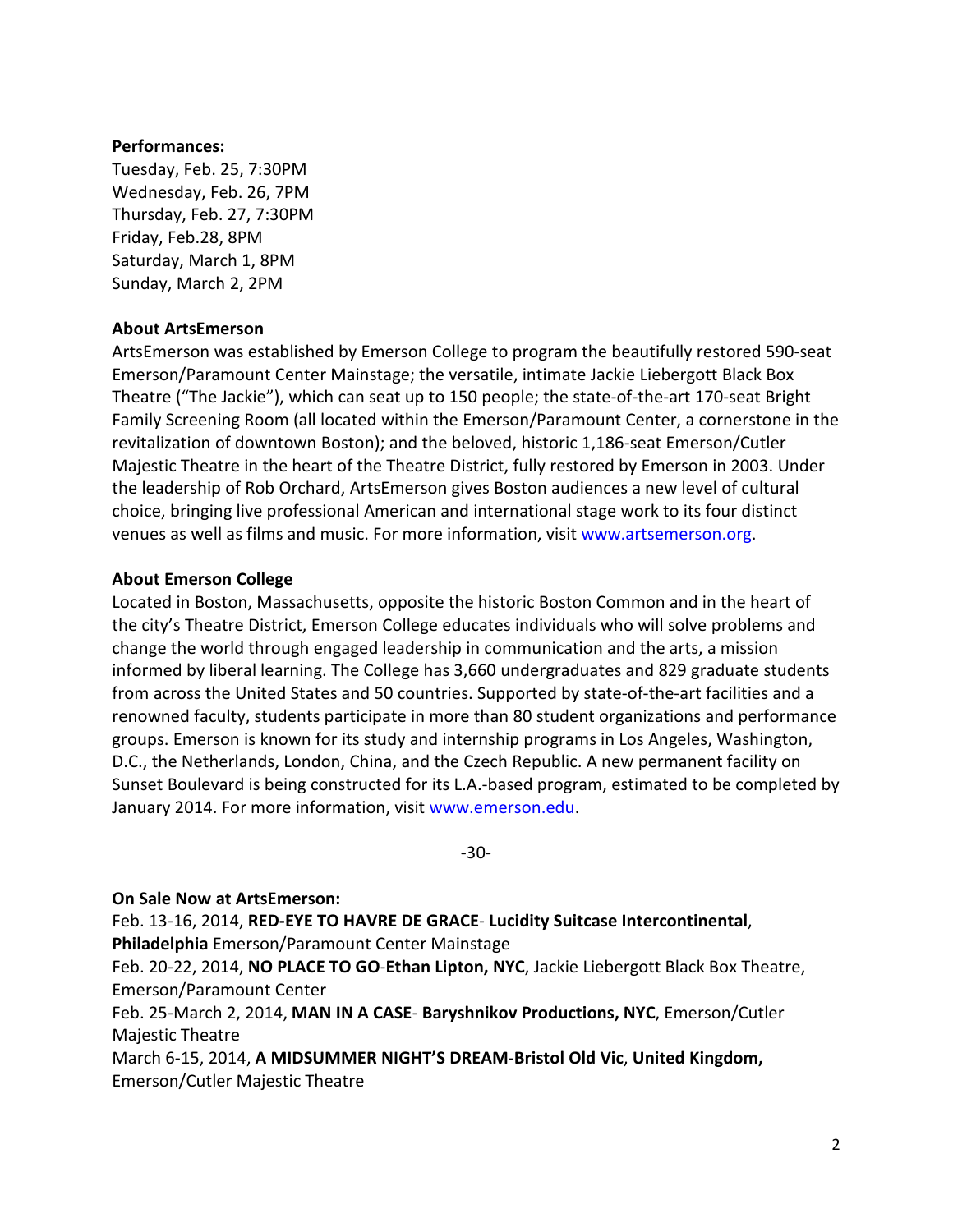**Performances:**
Tuesday, Feb. 25, 7:30PM
Wednesday, Feb. 26, 7PM
Thursday, Feb. 27, 7:30PM
Friday, Feb.28, 8PM
Saturday, March 1, 8PM
Sunday, March 2, 2PM

**About ArtsEmerson**
ArtsEmerson was established by Emerson College to program the beautifully restored 590-seat Emerson/Paramount Center Mainstage; the versatile, intimate Jackie Liebergott Black Box Theatre ("The Jackie"), which can seat up to 150 people; the state-of-the-art 170-seat Bright Family Screening Room (all located within the Emerson/Paramount Center, a cornerstone in the revitalization of downtown Boston); and the beloved, historic 1,186-seat Emerson/Cutler Majestic Theatre in the heart of the Theatre District, fully restored by Emerson in 2003. Under the leadership of Rob Orchard, ArtsEmerson gives Boston audiences a new level of cultural choice, bringing live professional American and international stage work to its four distinct venues as well as films and music. For more information, visit www.artsemerson.org.

**About Emerson College**
Located in Boston, Massachusetts, opposite the historic Boston Common and in the heart of the city's Theatre District, Emerson College educates individuals who will solve problems and change the world through engaged leadership in communication and the arts, a mission informed by liberal learning. The College has 3,660 undergraduates and 829 graduate students from across the United States and 50 countries. Supported by state-of-the-art facilities and a renowned faculty, students participate in more than 80 student organizations and performance groups. Emerson is known for its study and internship programs in Los Angeles, Washington, D.C., the Netherlands, London, China, and the Czech Republic. A new permanent facility on Sunset Boulevard is being constructed for its L.A.-based program, estimated to be completed by January 2014. For more information, visit www.emerson.edu.

-30-

**On Sale Now at ArtsEmerson:**
Feb. 13-16, 2014, **RED-EYE TO HAVRE DE GRACE**- **Lucidity Suitcase Intercontinental**, **Philadelphia** Emerson/Paramount Center Mainstage
Feb. 20-22, 2014, **NO PLACE TO GO**-**Ethan Lipton, NYC**, Jackie Liebergott Black Box Theatre, Emerson/Paramount Center
Feb. 25-March 2, 2014, **MAN IN A CASE**- **Baryshnikov Productions, NYC**, Emerson/Cutler Majestic Theatre
March 6-15, 2014, **A MIDSUMMER NIGHT'S DREAM**-**Bristol Old Vic**, **United Kingdom,** Emerson/Cutler Majestic Theatre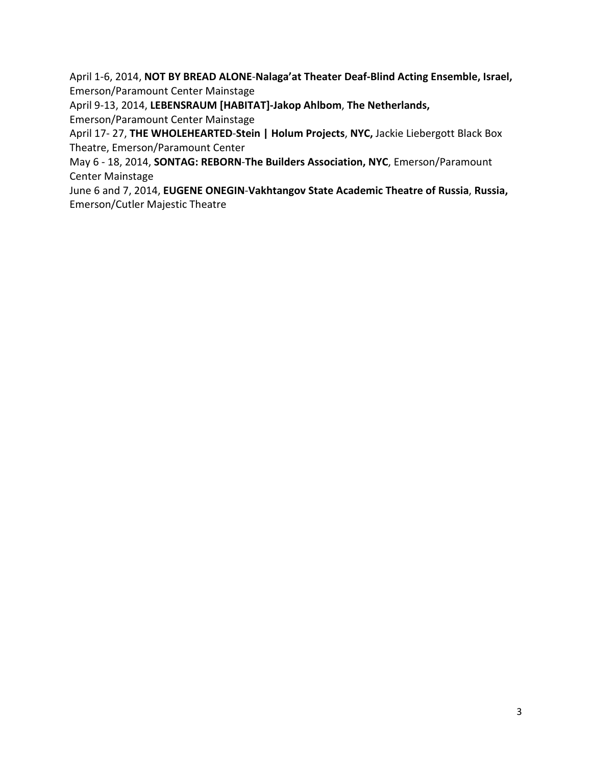April 1-6, 2014, **NOT BY BREAD ALONE**-**Nalaga'at Theater Deaf-Blind Acting Ensemble, Israel,** Emerson/Paramount Center Mainstage

April 9-13, 2014, **LEBENSRAUM [HABITAT]-Jakop Ahlbom**, **The Netherlands,** Emerson/Paramount Center Mainstage

April 17- 27, **THE WHOLEHEARTED**-**Stein | Holum Projects**, **NYC,** Jackie Liebergott Black Box Theatre, Emerson/Paramount Center

May 6 - 18, 2014, **SONTAG: REBORN**-**The Builders Association, NYC**, Emerson/Paramount Center Mainstage

June 6 and 7, 2014, **EUGENE ONEGIN**-**Vakhtangov State Academic Theatre of Russia**, **Russia,** Emerson/Cutler Majestic Theatre